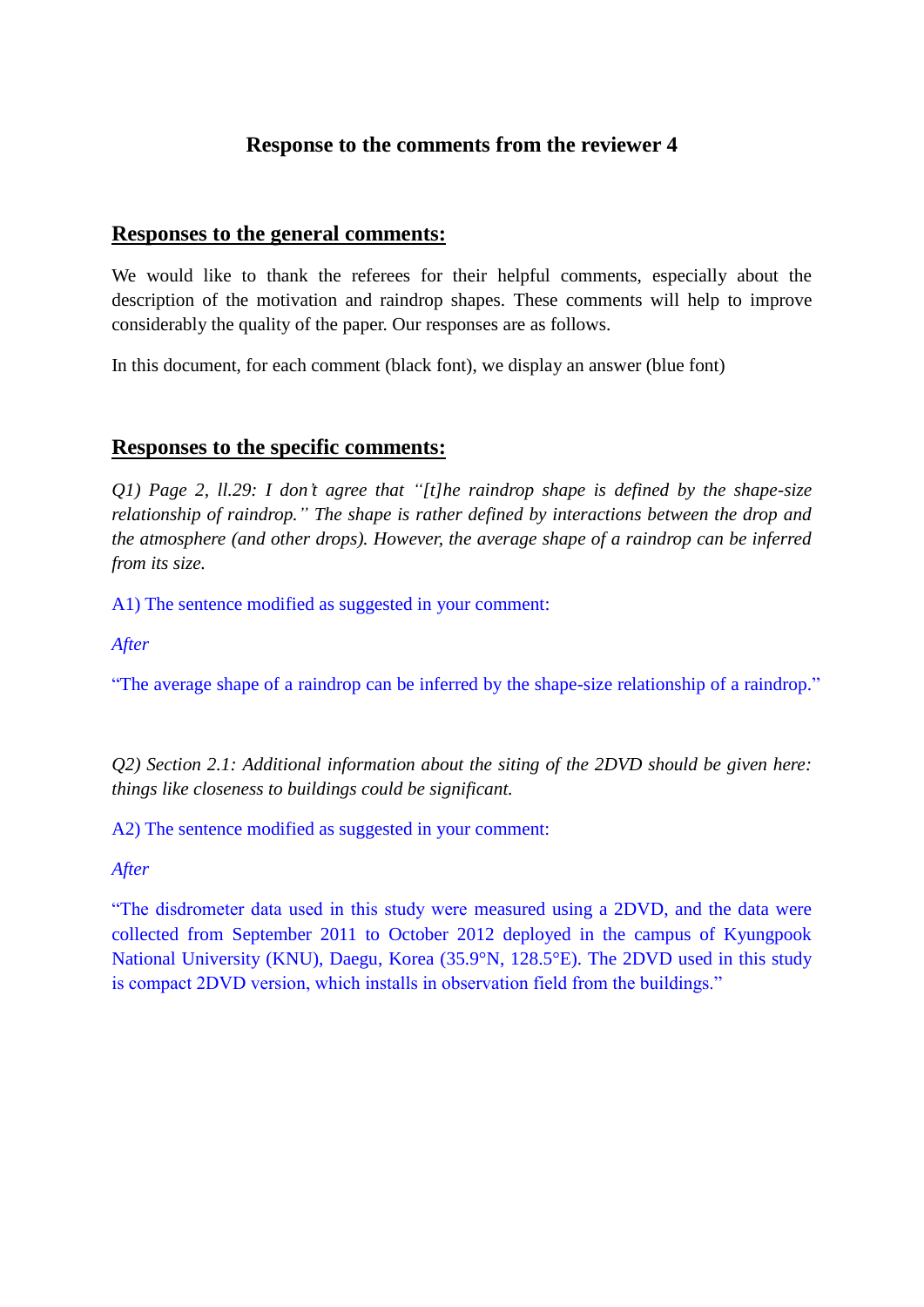# Response to the comments from the reviewer 4

## Responses to the general comments:

We would like to thank the referees for their helpful comments, especially about the description of the motivation and raindrop shapes. These comments will help to improve considerably the quality of the paper. Our responses are as follows.

In this document, for each comment (black font), we display an answer (blue font)

## Responses to the specific comments:

*Q1) Page 2, ll.29: I don't agree that "[t]he raindrop shape is defined by the shape-size relationship of raindrop." The shape is rather defined by interactions between the drop and the atmosphere (and other drops). However, the average shape of a raindrop can be inferred from its size.*

A1) The sentence modified as suggested in your comment:

*After*

"The average shape of a raindrop can be inferred by the shape-size relationship of a raindrop."

*Q2) Section 2.1: Additional information about the siting of the 2DVD should be given here: things like closeness to buildings could be significant.*

A2) The sentence modified as suggested in your comment:

*After*

"The disdrometer data used in this study were measured using a 2DVD, and the data were collected from September 2011 to October 2012 deployed in the campus of Kyungpook National University (KNU), Daegu, Korea (35.9°N, 128.5°E). The 2DVD used in this study is compact 2DVD version, which installs in observation field from the buildings."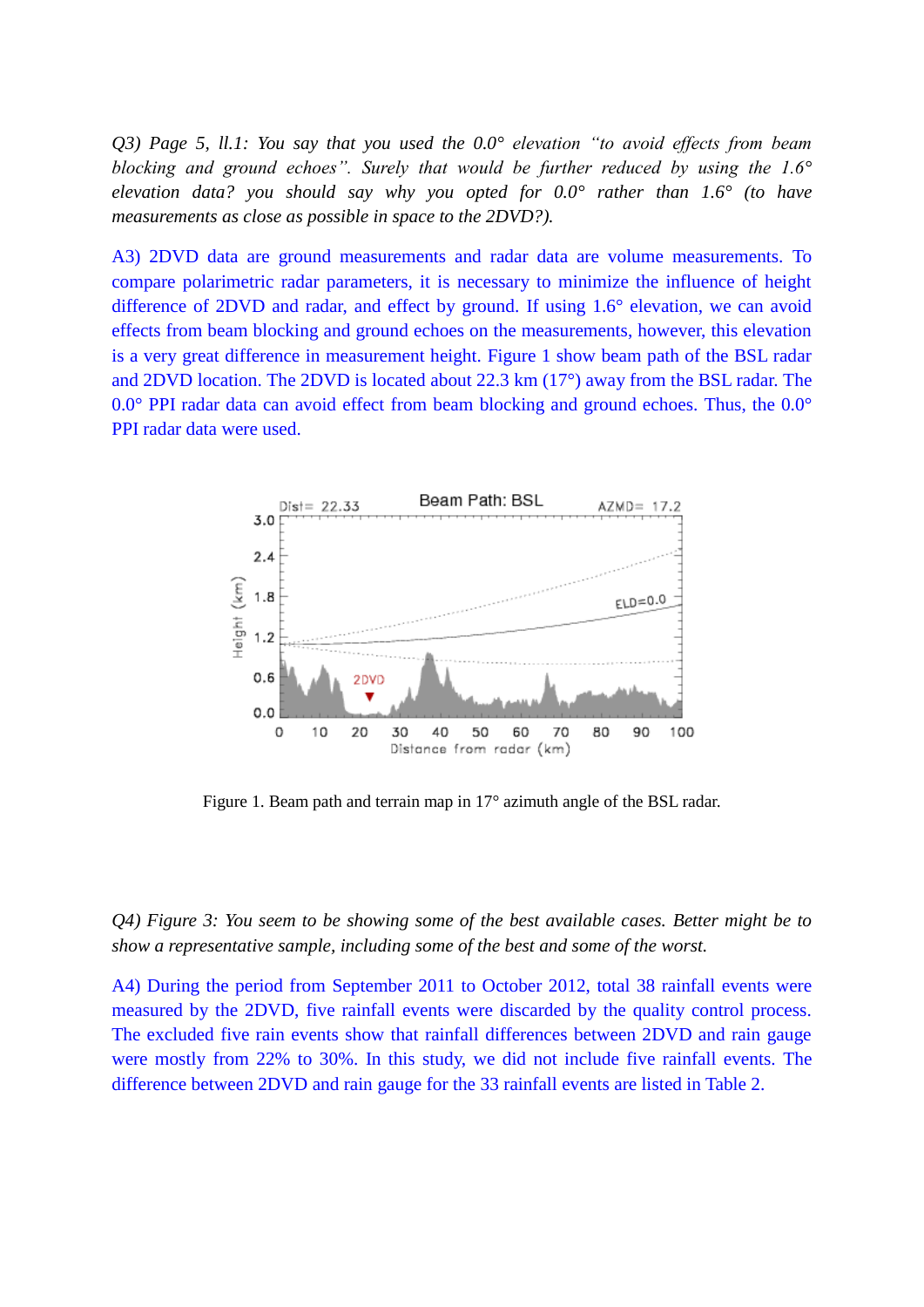*Q3) Page 5, ll.1: You say that you used the 0.0° elevation "to avoid effects from beam blocking and ground echoes". Surely that would be further reduced by using the 1.6° elevation data? you should say why you opted for 0.0° rather than 1.6° (to have measurements as close as possible in space to the 2DVD?).*

A3) 2DVD data are ground measurements and radar data are volume measurements. To compare polarimetric radar parameters, it is necessary to minimize the influence of height difference of 2DVD and radar, and effect by ground. If using 1.6° elevation, we can avoid effects from beam blocking and ground echoes on the measurements, however, this elevation is a very great difference in measurement height. Figure 1 show beam path of the BSL radar and 2DVD location. The 2DVD is located about 22.3 km (17°) away from the BSL radar. The 0.0° PPI radar data can avoid effect from beam blocking and ground echoes. Thus, the 0.0° PPI radar data were used.

Dist= 22.33
Beam Path: BSL
AZMD= 17.2
Height (km)
3.0
2.4
1.8
1.2
0.6
0.0
ELD=0.0
2DVD
0 10 20 30 40 50 60 70 80 90 100
Distance from radar (km)

Figure 1. Beam path and terrain map in 17° azimuth angle of the BSL radar.

*Q4) Figure 3: You seem to be showing some of the best available cases. Better might be to show a representative sample, including some of the best and some of the worst.*

A4) During the period from September 2011 to October 2012, total 38 rainfall events were measured by the 2DVD, five rainfall events were discarded by the quality control process. The excluded five rain events show that rainfall differences between 2DVD and rain gauge were mostly from 22% to 30%. In this study, we did not include five rainfall events. The difference between 2DVD and rain gauge for the 33 rainfall events are listed in Table 2.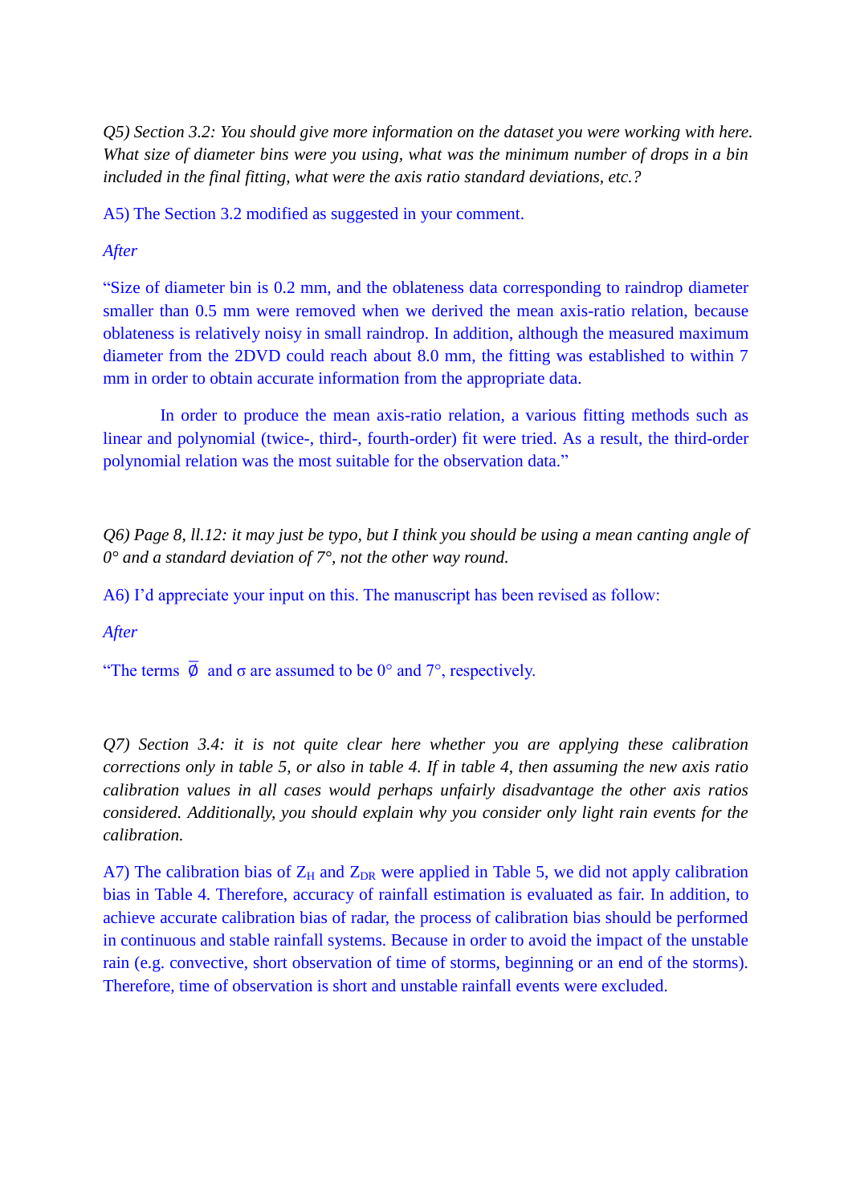*Q5) Section 3.2: You should give more information on the dataset you were working with here. What size of diameter bins were you using, what was the minimum number of drops in a bin included in the final fitting, what were the axis ratio standard deviations, etc.?*

A5) The Section 3.2 modified as suggested in your comment.

*After*

"Size of diameter bin is 0.2 mm, and the oblateness data corresponding to raindrop diameter smaller than 0.5 mm were removed when we derived the mean axis-ratio relation, because oblateness is relatively noisy in small raindrop. In addition, although the measured maximum diameter from the 2DVD could reach about 8.0 mm, the fitting was established to within 7 mm in order to obtain accurate information from the appropriate data.

In order to produce the mean axis-ratio relation, a various fitting methods such as linear and polynomial (twice-, third-, fourth-order) fit were tried. As a result, the third-order polynomial relation was the most suitable for the observation data."

*Q6) Page 8, ll.12: it may just be typo, but I think you should be using a mean canting angle of 0° and a standard deviation of 7°, not the other way round.*

A6) I'd appreciate your input on this. The manuscript has been revised as follow:

*After*

"The terms $\bar{\emptyset}$ and $\sigma$ are assumed to be 0° and 7°, respectively.

*Q7) Section 3.4: it is not quite clear here whether you are applying these calibration corrections only in table 5, or also in table 4. If in table 4, then assuming the new axis ratio calibration values in all cases would perhaps unfairly disadvantage the other axis ratios considered. Additionally, you should explain why you consider only light rain events for the calibration.*

A7) The calibration bias of $Z_H$ and $Z_{DR}$ were applied in Table 5, we did not apply calibration bias in Table 4. Therefore, accuracy of rainfall estimation is evaluated as fair. In addition, to achieve accurate calibration bias of radar, the process of calibration bias should be performed in continuous and stable rainfall systems. Because in order to avoid the impact of the unstable rain (e.g. convective, short observation of time of storms, beginning or an end of the storms). Therefore, time of observation is short and unstable rainfall events were excluded.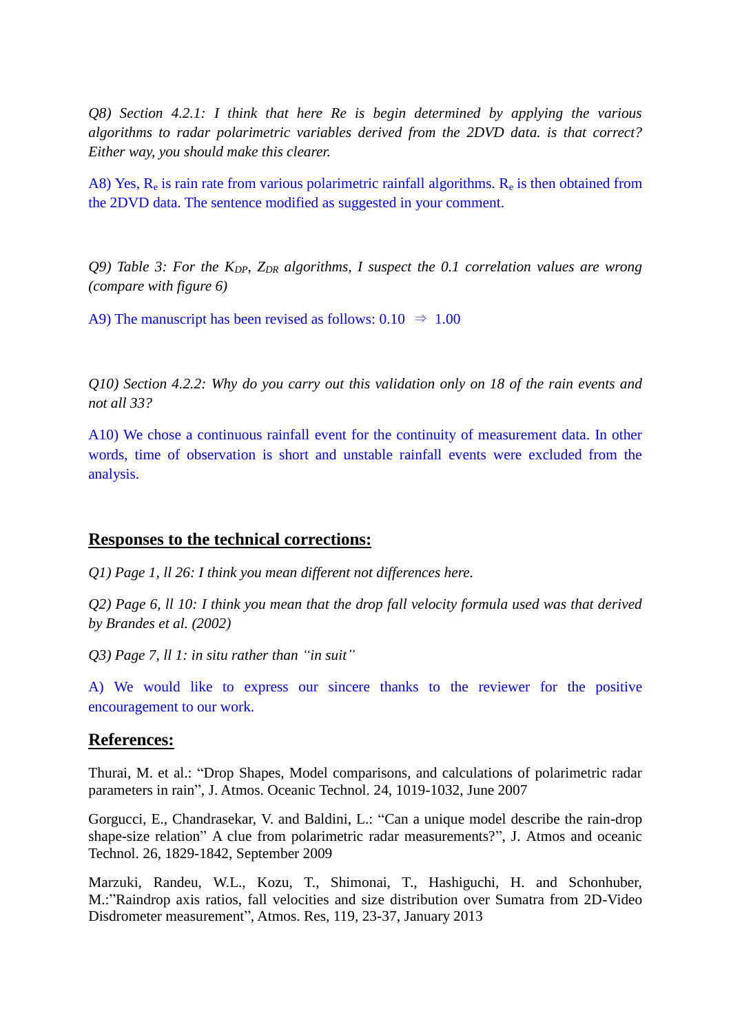*Q8) Section 4.2.1: I think that here Re is begin determined by applying the various algorithms to radar polarimetric variables derived from the 2DVD data. is that correct? Either way, you should make this clearer.*

A8) Yes, $R_e$ is rain rate from various polarimetric rainfall algorithms. $R_e$ is then obtained from the 2DVD data. The sentence modified as suggested in your comment.

*Q9) Table 3: For the $K_{DP}$, $Z_{DR}$ algorithms, I suspect the 0.1 correlation values are wrong (compare with figure 6)*

A9) The manuscript has been revised as follows: 0.10 $\Rightarrow$ 1.00

*Q10) Section 4.2.2: Why do you carry out this validation only on 18 of the rain events and not all 33?*

A10) We chose a continuous rainfall event for the continuity of measurement data. In other words, time of observation is short and unstable rainfall events were excluded from the analysis.

## Responses to the technical corrections:

*Q1) Page 1, ll 26: I think you mean different not differences here.*

*Q2) Page 6, ll 10: I think you mean that the drop fall velocity formula used was that derived by Brandes et al. (2002)*

*Q3) Page 7, ll 1: in situ rather than "in suit"*

A) We would like to express our sincere thanks to the reviewer for the positive encouragement to our work.

## References:

Thurai, M. et al.: "Drop Shapes, Model comparisons, and calculations of polarimetric radar parameters in rain", J. Atmos. Oceanic Technol. 24, 1019-1032, June 2007

Gorgucci, E., Chandrasekar, V. and Baldini, L.: "Can a unique model describe the rain-drop shape-size relation" A clue from polarimetric radar measurements?", J. Atmos and oceanic Technol. 26, 1829-1842, September 2009

Marzuki, Randeu, W.L., Kozu, T., Shimonai, T., Hashiguchi, H. and Schonhuber, M.:"Raindrop axis ratios, fall velocities and size distribution over Sumatra from 2D-Video Disdrometer measurement", Atmos. Res, 119, 23-37, January 2013